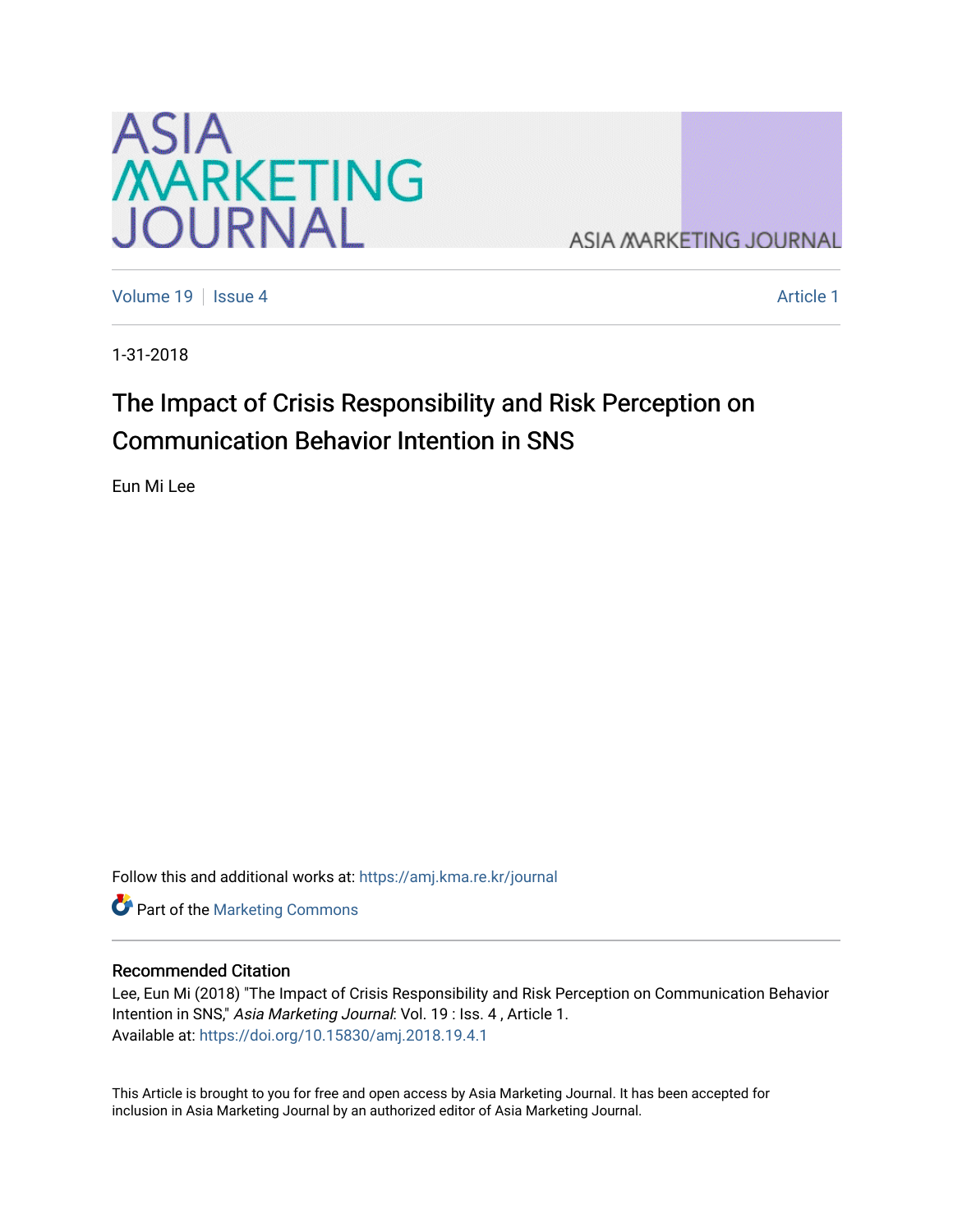Volume 19 | Issue 4 | Article 1

1-31-2018

# The Impact of Crisis Responsibility and Risk Perception on Communication Behavior Intention in SNS

Eun Mi Lee

Follow this and additional works at: https://amj.kma.re.kr/journal

Part of the Marketing Commons

## Recommended Citation

Lee, Eun Mi (2018) "The Impact of Crisis Responsibility and Risk Perception on Communication Behavior Intention in SNS," *Asia Marketing Journal*: Vol. 19 : Iss. 4 , Article 1.
Available at: https://doi.org/10.15830/amj.2018.19.4.1

This Article is brought to you for free and open access by Asia Marketing Journal. It has been accepted for inclusion in Asia Marketing Journal by an authorized editor of Asia Marketing Journal.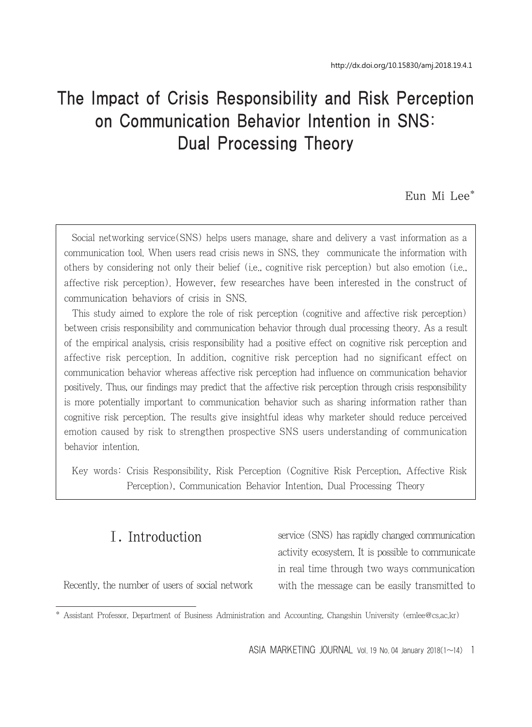# The Impact of Crisis Responsibility and Risk Perception on Communication Behavior Intention in SNS: Dual Processing Theory

Eun Mi Lee*

Social networking service(SNS) helps users manage, share and delivery a vast information as a communication tool. When users read crisis news in SNS, they communicate the information with others by considering not only their belief (i.e., cognitive risk perception) but also emotion (i.e., affective risk perception). However, few researches have been interested in the construct of communication behaviors of crisis in SNS.

This study aimed to explore the role of risk perception (cognitive and affective risk perception) between crisis responsibility and communication behavior through dual processing theory. As a result of the empirical analysis, crisis responsibility had a positive effect on cognitive risk perception and affective risk perception. In addition, cognitive risk perception had no significant effect on communication behavior whereas affective risk perception had influence on communication behavior positively. Thus, our findings may predict that the affective risk perception through crisis responsibility is more potentially important to communication behavior such as sharing information rather than cognitive risk perception. The results give insightful ideas why marketer should reduce perceived emotion caused by risk to strengthen prospective SNS users understanding of communication behavior intention.

Key words: Crisis Responsibility, Risk Perception (Cognitive Risk Perception, Affective Risk Perception), Communication Behavior Intention, Dual Processing Theory

## Ⅰ. Introduction

Recently, the number of users of social network service (SNS) has rapidly changed communication activity ecosystem. It is possible to communicate in real time through two ways communication with the message can be easily transmitted to

---

* Assistant Professor, Department of Business Administration and Accounting, Changshin University (emlee@cs.ac.kr)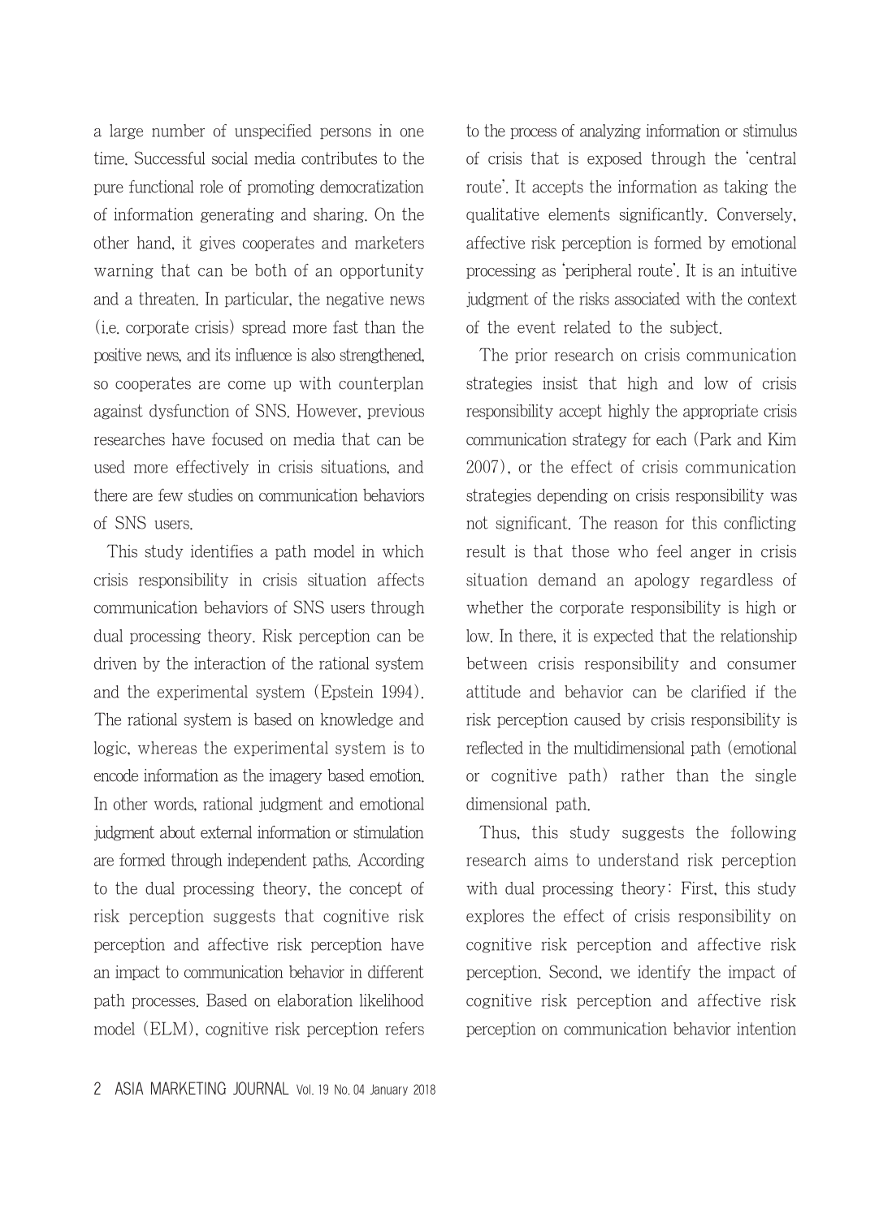a large number of unspecified persons in one time. Successful social media contributes to the pure functional role of promoting democratization of information generating and sharing. On the other hand, it gives cooperates and marketers warning that can be both of an opportunity and a threaten. In particular, the negative news (i.e. corporate crisis) spread more fast than the positive news, and its influence is also strengthened, so cooperates are come up with counterplan against dysfunction of SNS. However, previous researches have focused on media that can be used more effectively in crisis situations, and there are few studies on communication behaviors of SNS users.

This study identifies a path model in which crisis responsibility in crisis situation affects communication behaviors of SNS users through dual processing theory. Risk perception can be driven by the interaction of the rational system and the experimental system (Epstein 1994). The rational system is based on knowledge and logic, whereas the experimental system is to encode information as the imagery based emotion. In other words, rational judgment and emotional judgment about external information or stimulation are formed through independent paths. According to the dual processing theory, the concept of risk perception suggests that cognitive risk perception and affective risk perception have an impact to communication behavior in different path processes. Based on elaboration likelihood model (ELM), cognitive risk perception refers to the process of analyzing information or stimulus of crisis that is exposed through the 'central route'. It accepts the information as taking the qualitative elements significantly. Conversely, affective risk perception is formed by emotional processing as 'peripheral route'. It is an intuitive judgment of the risks associated with the context of the event related to the subject.

The prior research on crisis communication strategies insist that high and low of crisis responsibility accept highly the appropriate crisis communication strategy for each (Park and Kim 2007), or the effect of crisis communication strategies depending on crisis responsibility was not significant. The reason for this conflicting result is that those who feel anger in crisis situation demand an apology regardless of whether the corporate responsibility is high or low. In there, it is expected that the relationship between crisis responsibility and consumer attitude and behavior can be clarified if the risk perception caused by crisis responsibility is reflected in the multidimensional path (emotional or cognitive path) rather than the single dimensional path.

Thus, this study suggests the following research aims to understand risk perception with dual processing theory: First, this study explores the effect of crisis responsibility on cognitive risk perception and affective risk perception. Second, we identify the impact of cognitive risk perception and affective risk perception on communication behavior intention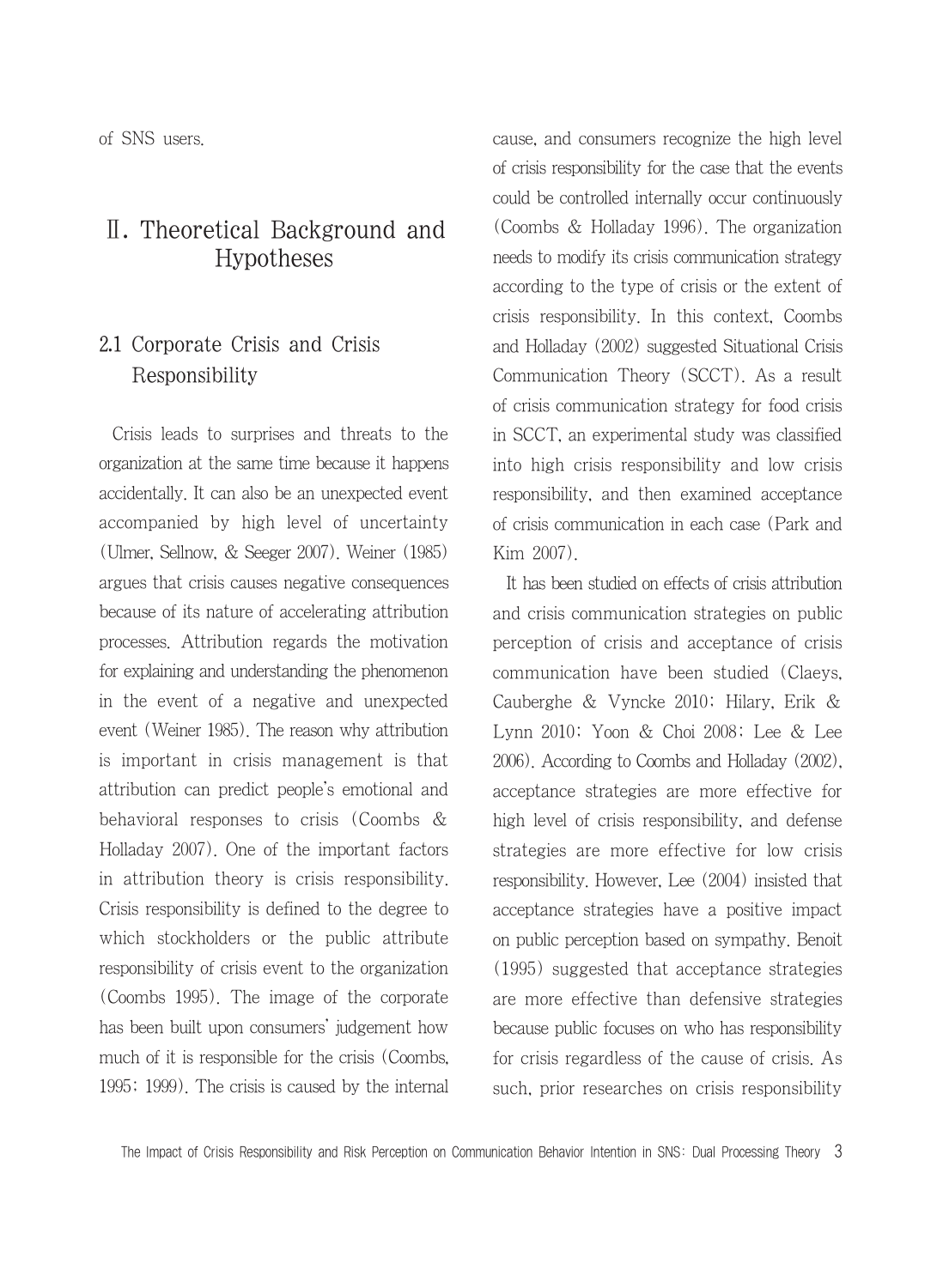of SNS users.

# Ⅱ. Theoretical Background and Hypotheses

## 2.1 Corporate Crisis and Crisis Responsibility

Crisis leads to surprises and threats to the organization at the same time because it happens accidentally. It can also be an unexpected event accompanied by high level of uncertainty (Ulmer, Sellnow, & Seeger 2007). Weiner (1985) argues that crisis causes negative consequences because of its nature of accelerating attribution processes. Attribution regards the motivation for explaining and understanding the phenomenon in the event of a negative and unexpected event (Weiner 1985). The reason why attribution is important in crisis management is that attribution can predict people's emotional and behavioral responses to crisis (Coombs & Holladay 2007). One of the important factors in attribution theory is crisis responsibility. Crisis responsibility is defined to the degree to which stockholders or the public attribute responsibility of crisis event to the organization (Coombs 1995). The image of the corporate has been built upon consumers' judgement how much of it is responsible for the crisis (Coombs, 1995; 1999). The crisis is caused by the internal cause, and consumers recognize the high level of crisis responsibility for the case that the events could be controlled internally occur continuously (Coombs & Holladay 1996). The organization needs to modify its crisis communication strategy according to the type of crisis or the extent of crisis responsibility. In this context, Coombs and Holladay (2002) suggested Situational Crisis Communication Theory (SCCT). As a result of crisis communication strategy for food crisis in SCCT, an experimental study was classified into high crisis responsibility and low crisis responsibility, and then examined acceptance of crisis communication in each case (Park and Kim 2007).

It has been studied on effects of crisis attribution and crisis communication strategies on public perception of crisis and acceptance of crisis communication have been studied (Claeys, Cauberghe & Vyncke 2010; Hilary, Erik & Lynn 2010; Yoon & Choi 2008; Lee & Lee 2006). According to Coombs and Holladay (2002), acceptance strategies are more effective for high level of crisis responsibility, and defense strategies are more effective for low crisis responsibility. However, Lee (2004) insisted that acceptance strategies have a positive impact on public perception based on sympathy. Benoit (1995) suggested that acceptance strategies are more effective than defensive strategies because public focuses on who has responsibility for crisis regardless of the cause of crisis. As such, prior researches on crisis responsibility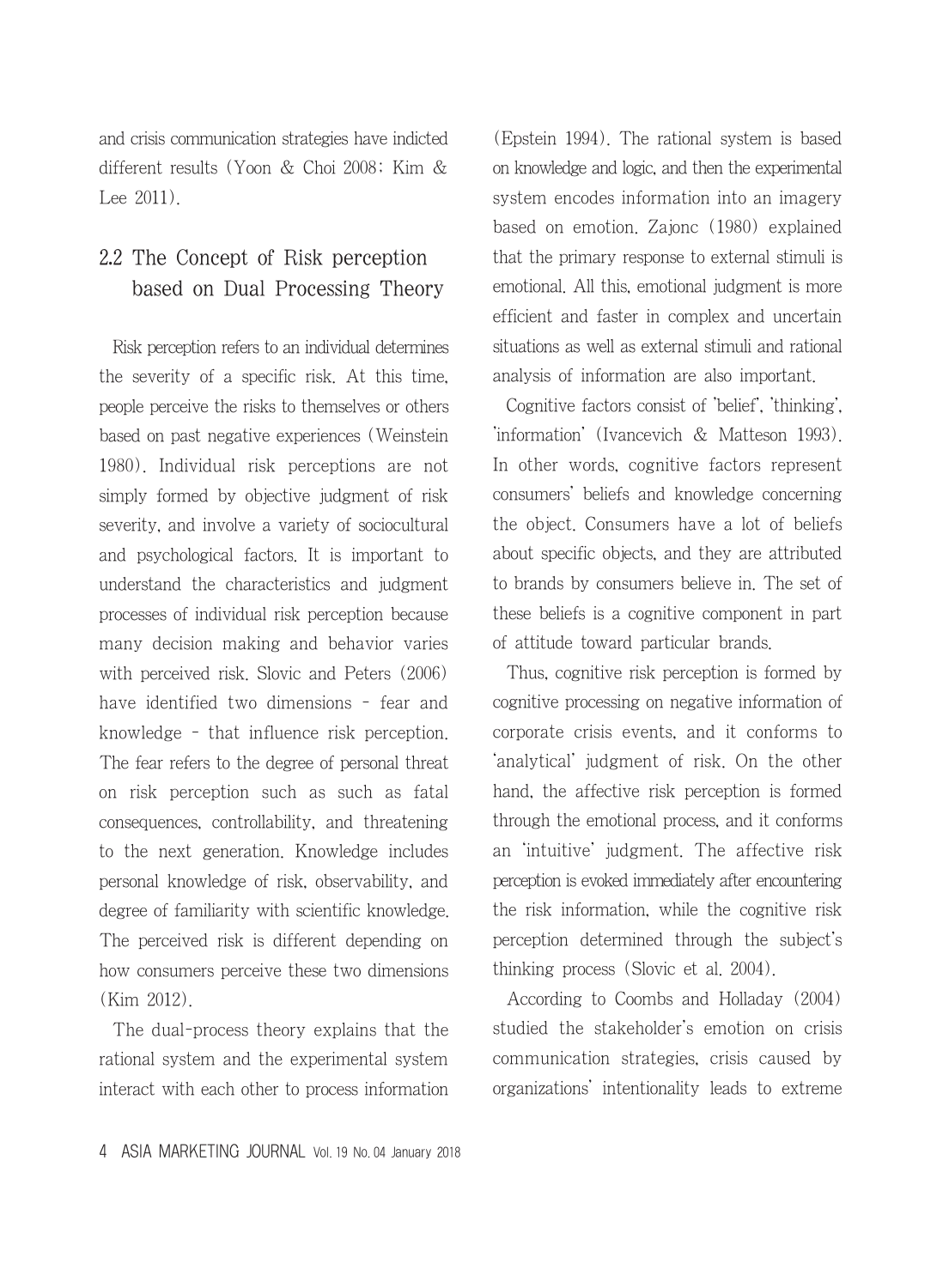and crisis communication strategies have indicted different results (Yoon & Choi 2008; Kim & Lee 2011).

## 2.2 The Concept of Risk perception based on Dual Processing Theory

Risk perception refers to an individual determines the severity of a specific risk. At this time, people perceive the risks to themselves or others based on past negative experiences (Weinstein 1980). Individual risk perceptions are not simply formed by objective judgment of risk severity, and involve a variety of sociocultural and psychological factors. It is important to understand the characteristics and judgment processes of individual risk perception because many decision making and behavior varies with perceived risk. Slovic and Peters (2006) have identified two dimensions - fear and knowledge - that influence risk perception. The fear refers to the degree of personal threat on risk perception such as such as fatal consequences, controllability, and threatening to the next generation. Knowledge includes personal knowledge of risk, observability, and degree of familiarity with scientific knowledge. The perceived risk is different depending on how consumers perceive these two dimensions (Kim 2012).

The dual-process theory explains that the rational system and the experimental system interact with each other to process information (Epstein 1994). The rational system is based on knowledge and logic, and then the experimental system encodes information into an imagery based on emotion. Zajonc (1980) explained that the primary response to external stimuli is emotional. All this, emotional judgment is more efficient and faster in complex and uncertain situations as well as external stimuli and rational analysis of information are also important.

Cognitive factors consist of 'belief', 'thinking', 'information' (Ivancevich & Matteson 1993). In other words, cognitive factors represent consumers' beliefs and knowledge concerning the object. Consumers have a lot of beliefs about specific objects, and they are attributed to brands by consumers believe in. The set of these beliefs is a cognitive component in part of attitude toward particular brands.

Thus, cognitive risk perception is formed by cognitive processing on negative information of corporate crisis events, and it conforms to 'analytical' judgment of risk. On the other hand, the affective risk perception is formed through the emotional process, and it conforms an 'intuitive' judgment. The affective risk perception is evoked immediately after encountering the risk information, while the cognitive risk perception determined through the subject's thinking process (Slovic et al. 2004).

According to Coombs and Holladay (2004) studied the stakeholder's emotion on crisis communication strategies, crisis caused by organizations' intentionality leads to extreme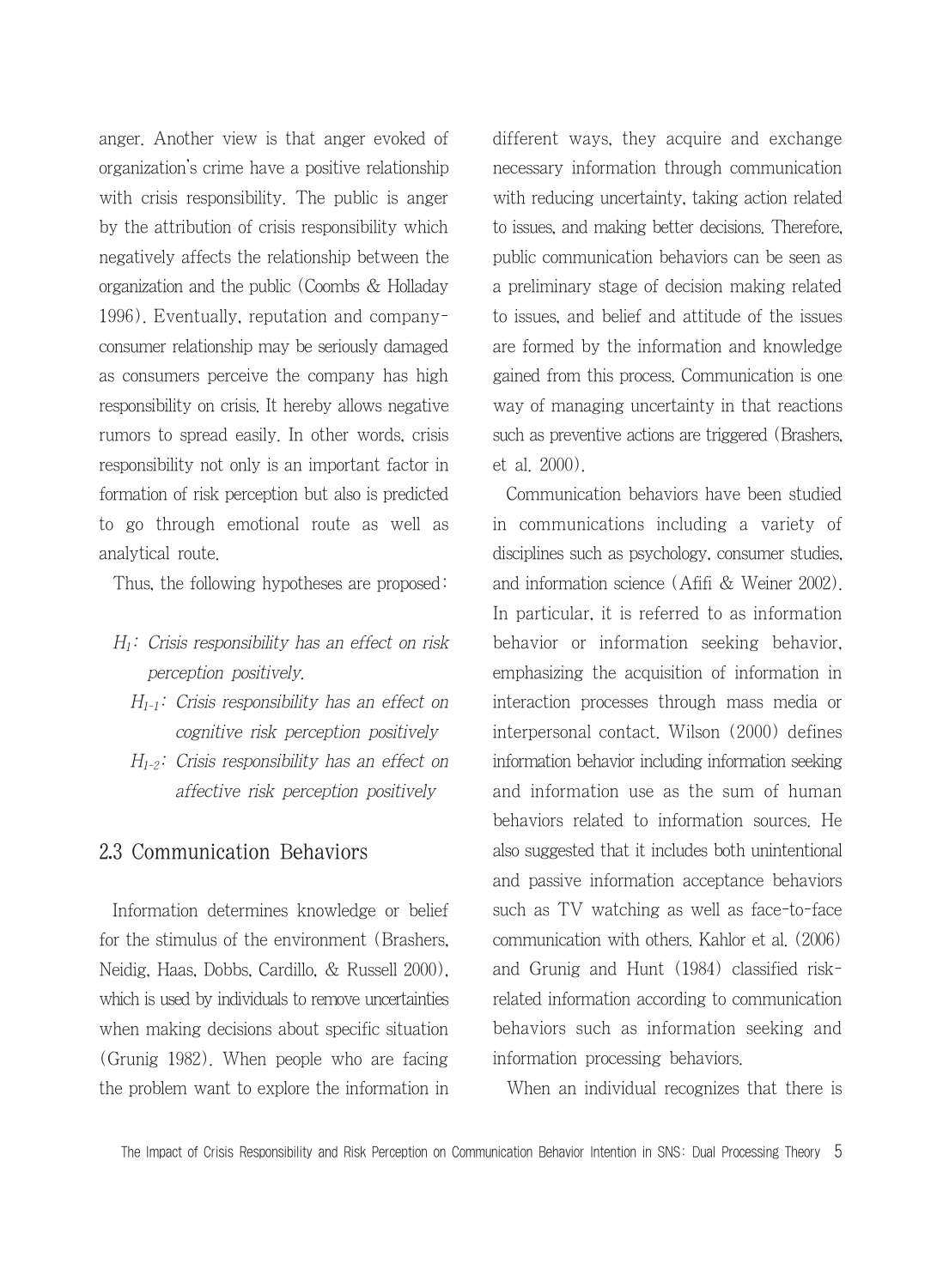anger. Another view is that anger evoked of organization's crime have a positive relationship with crisis responsibility. The public is anger by the attribution of crisis responsibility which negatively affects the relationship between the organization and the public (Coombs & Holladay 1996). Eventually, reputation and company-consumer relationship may be seriously damaged as consumers perceive the company has high responsibility on crisis. It hereby allows negative rumors to spread easily. In other words, crisis responsibility not only is an important factor in formation of risk perception but also is predicted to go through emotional route as well as analytical route.

Thus, the following hypotheses are proposed:

- *$H_1$: Crisis responsibility has an effect on risk perception positively.*
  - *$H_{1-1}$: Crisis responsibility has an effect on cognitive risk perception positively*
  - *$H_{1-2}$: Crisis responsibility has an effect on affective risk perception positively*

## 2.3 Communication Behaviors

Information determines knowledge or belief for the stimulus of the environment (Brashers, Neidig, Haas, Dobbs, Cardillo, & Russell 2000), which is used by individuals to remove uncertainties when making decisions about specific situation (Grunig 1982). When people who are facing the problem want to explore the information in different ways, they acquire and exchange necessary information through communication with reducing uncertainty, taking action related to issues, and making better decisions. Therefore, public communication behaviors can be seen as a preliminary stage of decision making related to issues, and belief and attitude of the issues are formed by the information and knowledge gained from this process. Communication is one way of managing uncertainty in that reactions such as preventive actions are triggered (Brashers, et al. 2000).

Communication behaviors have been studied in communications including a variety of disciplines such as psychology, consumer studies, and information science (Afifi & Weiner 2002). In particular, it is referred to as information behavior or information seeking behavior, emphasizing the acquisition of information in interaction processes through mass media or interpersonal contact. Wilson (2000) defines information behavior including information seeking and information use as the sum of human behaviors related to information sources. He also suggested that it includes both unintentional and passive information acceptance behaviors such as TV watching as well as face-to-face communication with others. Kahlor et al. (2006) and Grunig and Hunt (1984) classified risk-related information according to communication behaviors such as information seeking and information processing behaviors.

When an individual recognizes that there is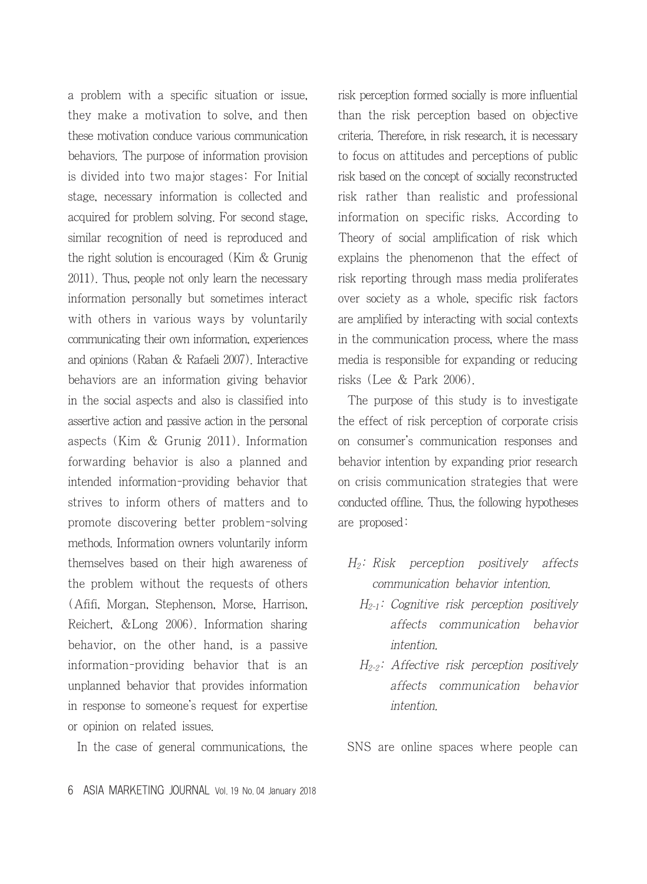a problem with a specific situation or issue, they make a motivation to solve, and then these motivation conduce various communication behaviors. The purpose of information provision is divided into two major stages: For Initial stage, necessary information is collected and acquired for problem solving. For second stage, similar recognition of need is reproduced and the right solution is encouraged (Kim & Grunig 2011). Thus, people not only learn the necessary information personally but sometimes interact with others in various ways by voluntarily communicating their own information, experiences and opinions (Raban & Rafaeli 2007). Interactive behaviors are an information giving behavior in the social aspects and also is classified into assertive action and passive action in the personal aspects (Kim & Grunig 2011). Information forwarding behavior is also a planned and intended information-providing behavior that strives to inform others of matters and to promote discovering better problem-solving methods. Information owners voluntarily inform themselves based on their high awareness of the problem without the requests of others (Afifi, Morgan, Stephenson, Morse, Harrison, Reichert, &Long 2006). Information sharing behavior, on the other hand, is a passive information-providing behavior that is an unplanned behavior that provides information in response to someone's request for expertise or opinion on related issues.

In the case of general communications, the risk perception formed socially is more influential than the risk perception based on objective criteria. Therefore, in risk research, it is necessary to focus on attitudes and perceptions of public risk based on the concept of socially reconstructed risk rather than realistic and professional information on specific risks. According to Theory of social amplification of risk which explains the phenomenon that the effect of risk reporting through mass media proliferates over society as a whole, specific risk factors are amplified by interacting with social contexts in the communication process, where the mass media is responsible for expanding or reducing risks (Lee & Park 2006).

The purpose of this study is to investigate the effect of risk perception of corporate crisis on consumer's communication responses and behavior intention by expanding prior research on crisis communication strategies that were conducted offline. Thus, the following hypotheses are proposed:

- $H_2$: *Risk perception positively affects communication behavior intention.*
  - $H_{2\text{-}1}$: *Cognitive risk perception positively affects communication behavior intention.*
  - $H_{2\text{-}2}$: *Affective risk perception positively affects communication behavior intention.*

SNS are online spaces where people can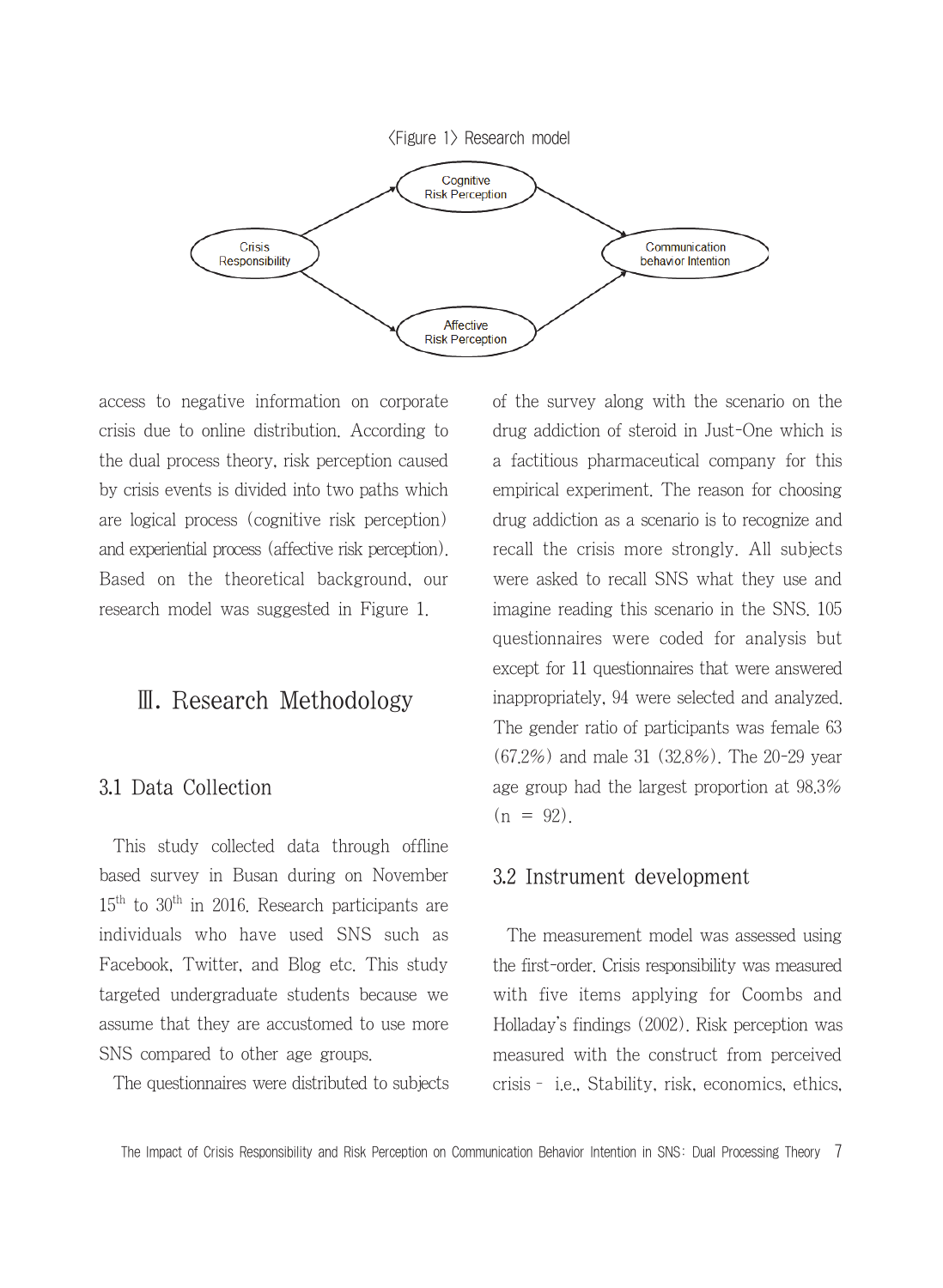〈Figure 1〉 Research model

access to negative information on corporate crisis due to online distribution. According to the dual process theory, risk perception caused by crisis events is divided into two paths which are logical process (cognitive risk perception) and experiential process (affective risk perception). Based on the theoretical background, our research model was suggested in Figure 1.

# Ⅲ. Research Methodology

## 3.1 Data Collection

This study collected data through offline based survey in Busan during on November 15th to 30th in 2016. Research participants are individuals who have used SNS such as Facebook, Twitter, and Blog etc. This study targeted undergraduate students because we assume that they are accustomed to use more SNS compared to other age groups.

The questionnaires were distributed to subjects of the survey along with the scenario on the drug addiction of steroid in Just-One which is a factitious pharmaceutical company for this empirical experiment. The reason for choosing drug addiction as a scenario is to recognize and recall the crisis more strongly. All subjects were asked to recall SNS what they use and imagine reading this scenario in the SNS. 105 questionnaires were coded for analysis but except for 11 questionnaires that were answered inappropriately, 94 were selected and analyzed. The gender ratio of participants was female 63 (67.2%) and male 31 (32.8%). The 20-29 year age group had the largest proportion at 98.3% (n = 92).

## 3.2 Instrument development

The measurement model was assessed using the first-order. Crisis responsibility was measured with five items applying for Coombs and Holladay's findings (2002). Risk perception was measured with the construct from perceived crisis - i.e., Stability, risk, economics, ethics,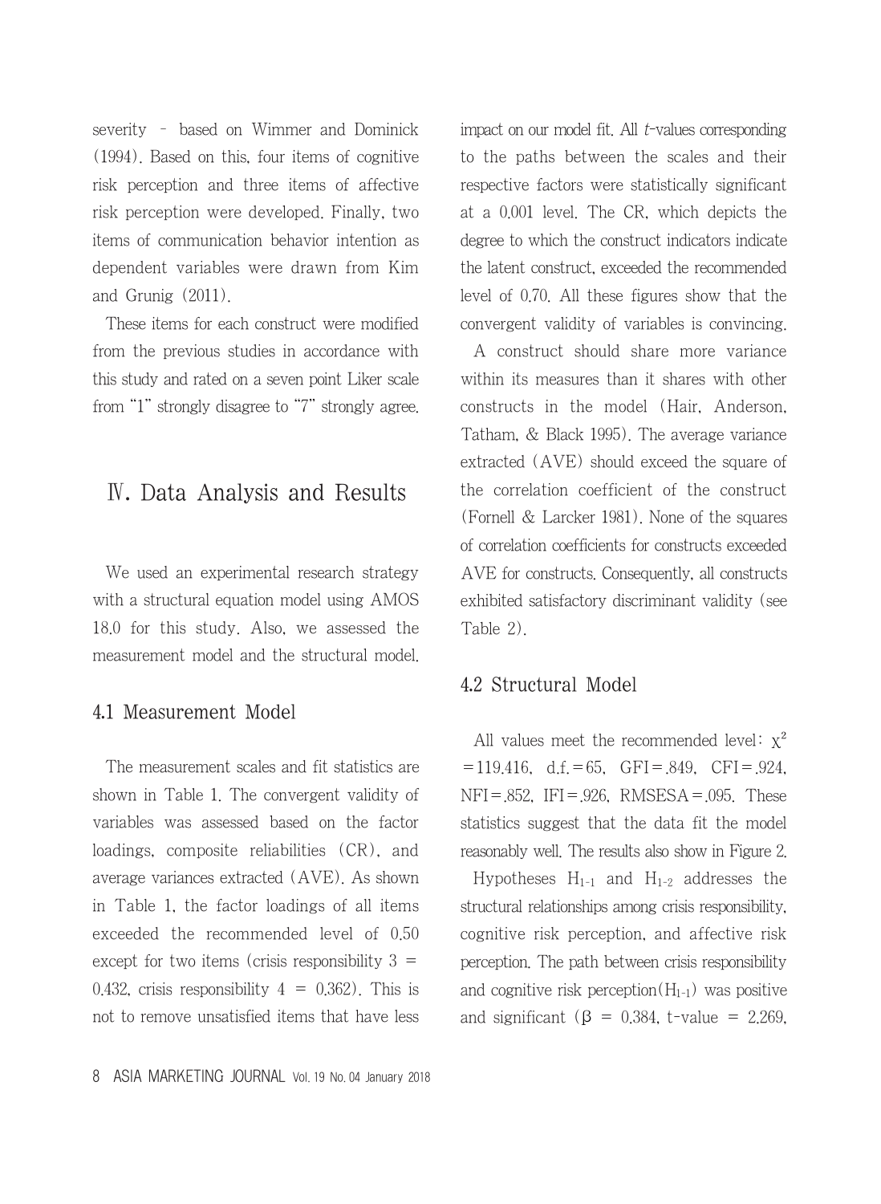severity – based on Wimmer and Dominick (1994). Based on this, four items of cognitive risk perception and three items of affective risk perception were developed. Finally, two items of communication behavior intention as dependent variables were drawn from Kim and Grunig (2011).

These items for each construct were modified from the previous studies in accordance with this study and rated on a seven point Liker scale from "1" strongly disagree to "7" strongly agree.

# Ⅳ. Data Analysis and Results

We used an experimental research strategy with a structural equation model using AMOS 18.0 for this study. Also, we assessed the measurement model and the structural model.

## 4.1 Measurement Model

The measurement scales and fit statistics are shown in Table 1. The convergent validity of variables was assessed based on the factor loadings, composite reliabilities (CR), and average variances extracted (AVE). As shown in Table 1, the factor loadings of all items exceeded the recommended level of 0.50 except for two items (crisis responsibility 3 = 0.432, crisis responsibility 4 = 0.362). This is not to remove unsatisfied items that have less impact on our model fit. All *t*-values corresponding to the paths between the scales and their respective factors were statistically significant at a 0.001 level. The CR, which depicts the degree to which the construct indicators indicate the latent construct, exceeded the recommended level of 0.70. All these figures show that the convergent validity of variables is convincing.

A construct should share more variance within its measures than it shares with other constructs in the model (Hair, Anderson, Tatham, & Black 1995). The average variance extracted (AVE) should exceed the square of the correlation coefficient of the construct (Fornell & Larcker 1981). None of the squares of correlation coefficients for constructs exceeded AVE for constructs. Consequently, all constructs exhibited satisfactory discriminant validity (see Table 2).

## 4.2 Structural Model

All values meet the recommended level: $\chi^2 = 119.416$, d.f.$=65$, GFI$=.849$, CFI$=.924$, NFI$=.852$, IFI$=.926$, RMSESA$=.095$. These statistics suggest that the data fit the model reasonably well. The results also show in Figure 2.

Hypotheses $H_{1\text{-}1}$ and $H_{1\text{-}2}$ addresses the structural relationships among crisis responsibility, cognitive risk perception, and affective risk perception. The path between crisis responsibility and cognitive risk perception($H_{1\text{-}1}$) was positive and significant ($\beta = 0.384$, t-value $= 2.269$,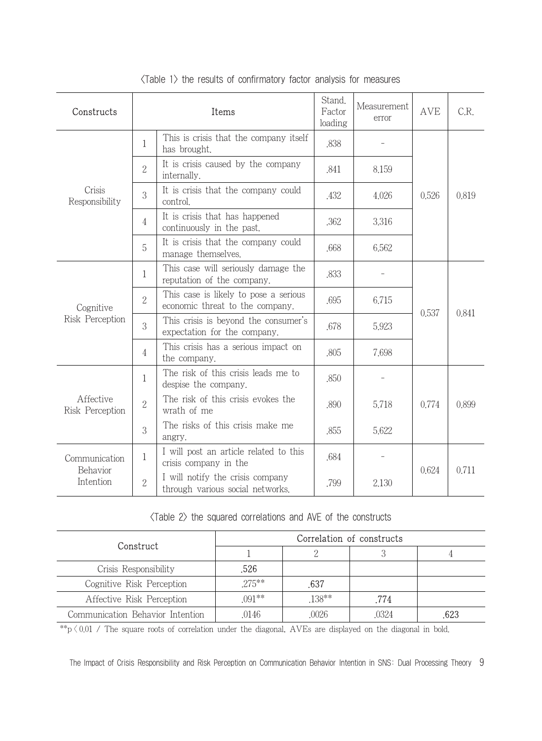〈Table 1〉 the results of confirmatory factor analysis for measures

| Constructs | Items | | Stand. Factor loading | Measurement error | AVE | C.R. |
|---|---|---|---|---|---|---|
| Crisis Responsibility | 1 | This is crisis that the company itself has brought. | .838 | - | 0.526 | 0.819 |
| | 2 | It is crisis caused by the company internally. | .841 | 8.159 | | |
| | 3 | It is crisis that the company could control. | .432 | 4.026 | | |
| | 4 | It is crisis that has happened continuously in the past. | .362 | 3.316 | | |
| | 5 | It is crisis that the company could manage themselves. | .668 | 6.562 | | |
| Cognitive Risk Perception | 1 | This case will seriously damage the reputation of the company. | .833 | - | 0.537 | 0.841 |
| | 2 | This case is likely to pose a serious economic threat to the company. | .695 | 6.715 | | |
| | 3 | This crisis is beyond the consumer's expectation for the company. | .678 | 5.923 | | |
| | 4 | This crisis has a serious impact on the company. | .805 | 7.698 | | |
| Affective Risk Perception | 1 | The risk of this crisis leads me to despise the company. | .850 | - | 0.774 | 0.899 |
| | 2 | The risk of this crisis evokes the wrath of me | .890 | 5.718 | | |
| | 3 | The risks of this crisis make me angry. | .855 | 5.622 | | |
| Communication Behavior Intention | 1 | I will post an article related to this crisis company in the | .684 | - | 0.624 | 0.711 |
| | 2 | I will notify the crisis company through various social networks. | .799 | 2.130 | | |

〈Table 2〉 the squared correlations and AVE of the constructs

| Construct | Correlation of constructs | | | |
|---|---|---|---|---|
| | 1 | 2 | 3 | 4 |
| Crisis Responsibility | **.526** | | | |
| Cognitive Risk Perception | .275** | **.637** | | |
| Affective Risk Perception | .091** | .138** | **.774** | |
| Communication Behavior Intention | .0146 | .0026 | .0324 | **.623** |

**$p < 0.01$ / The square roots of correlation under the diagonal, AVEs are displayed on the diagonal in bold.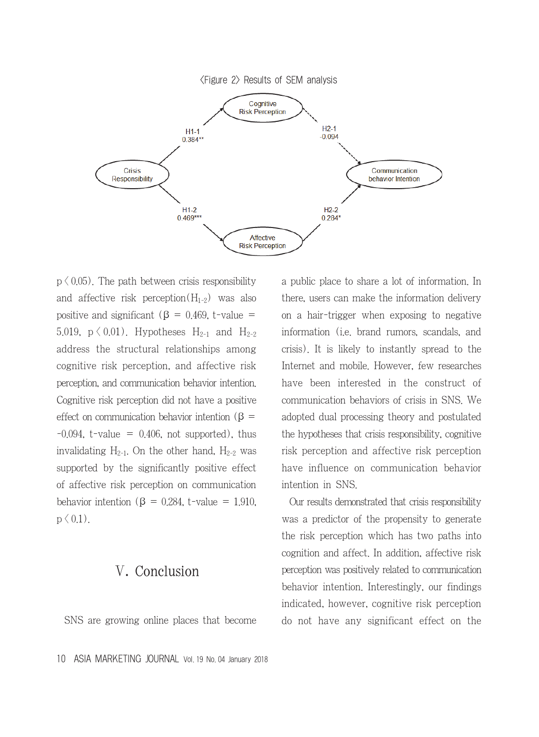〈Figure 2〉 Results of SEM analysis

p〈 0.05). The path between crisis responsibility and affective risk perception($H_{1-2}$) was also positive and significant (β = 0.469, t-value = 5.019, p〈 0.01). Hypotheses $H_{2-1}$ and $H_{2-2}$ address the structural relationships among cognitive risk perception, and affective risk perception, and communication behavior intention. Cognitive risk perception did not have a positive effect on communication behavior intention (β = -0.094, t-value = 0.406, not supported), thus invalidating $H_{2-1}$. On the other hand, $H_{2-2}$ was supported by the significantly positive effect of affective risk perception on communication behavior intention (β = 0.284, t-value = 1.910, p〈 0.1).

## Ⅴ. Conclusion

SNS are growing online places that become a public place to share a lot of information. In there, users can make the information delivery on a hair-trigger when exposing to negative information (i.e. brand rumors, scandals, and crisis). It is likely to instantly spread to the Internet and mobile. However, few researches have been interested in the construct of communication behaviors of crisis in SNS. We adopted dual processing theory and postulated the hypotheses that crisis responsibility, cognitive risk perception and affective risk perception have influence on communication behavior intention in SNS.

Our results demonstrated that crisis responsibility was a predictor of the propensity to generate the risk perception which has two paths into cognition and affect. In addition, affective risk perception was positively related to communication behavior intention. Interestingly, our findings indicated, however, cognitive risk perception do not have any significant effect on the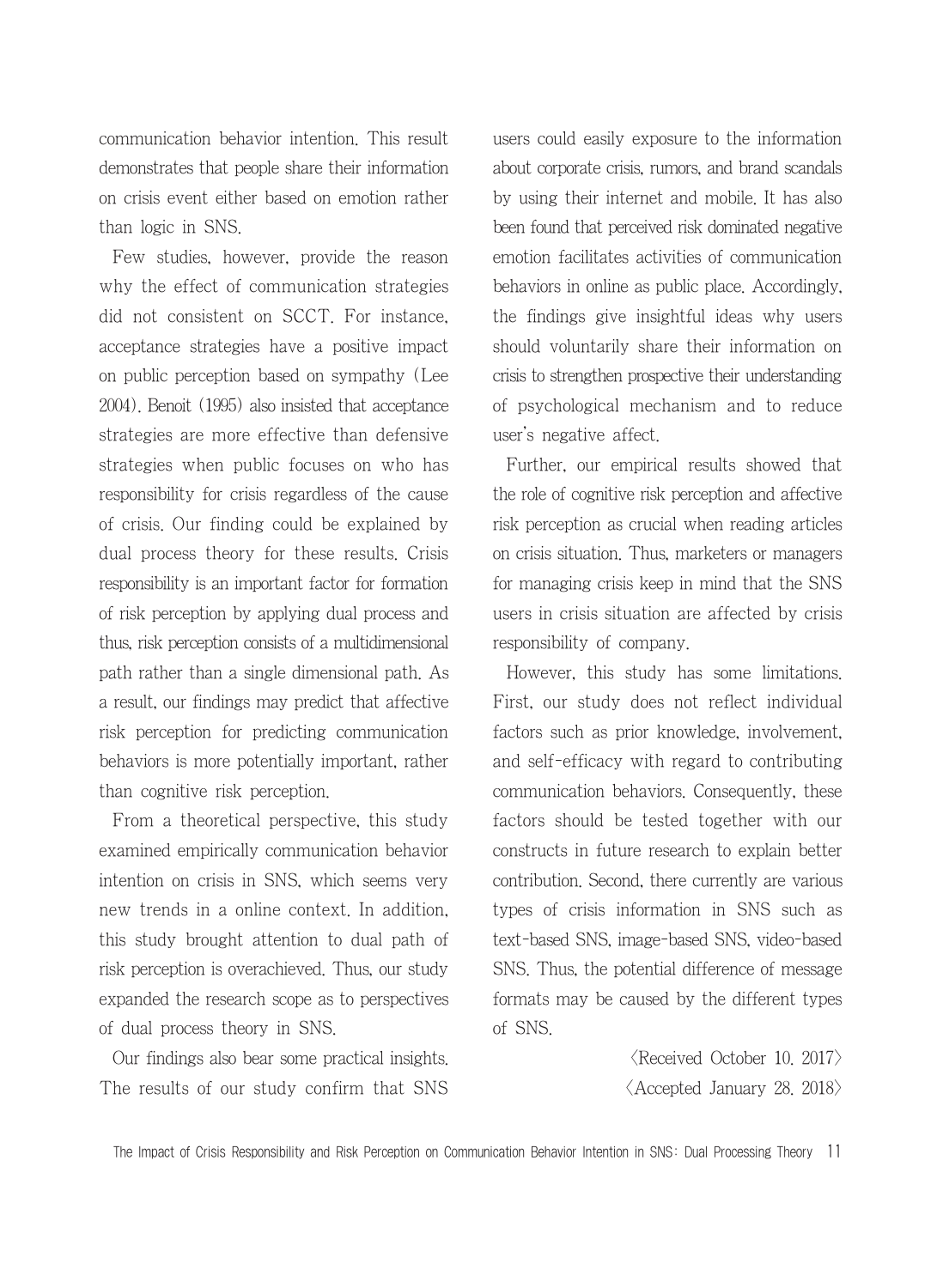communication behavior intention. This result demonstrates that people share their information on crisis event either based on emotion rather than logic in SNS.

Few studies, however, provide the reason why the effect of communication strategies did not consistent on SCCT. For instance, acceptance strategies have a positive impact on public perception based on sympathy (Lee 2004). Benoit (1995) also insisted that acceptance strategies are more effective than defensive strategies when public focuses on who has responsibility for crisis regardless of the cause of crisis. Our finding could be explained by dual process theory for these results. Crisis responsibility is an important factor for formation of risk perception by applying dual process and thus, risk perception consists of a multidimensional path rather than a single dimensional path. As a result, our findings may predict that affective risk perception for predicting communication behaviors is more potentially important, rather than cognitive risk perception.

From a theoretical perspective, this study examined empirically communication behavior intention on crisis in SNS, which seems very new trends in a online context. In addition, this study brought attention to dual path of risk perception is overachieved. Thus, our study expanded the research scope as to perspectives of dual process theory in SNS.

Our findings also bear some practical insights. The results of our study confirm that SNS users could easily exposure to the information about corporate crisis, rumors, and brand scandals by using their internet and mobile. It has also been found that perceived risk dominated negative emotion facilitates activities of communication behaviors in online as public place. Accordingly, the findings give insightful ideas why users should voluntarily share their information on crisis to strengthen prospective their understanding of psychological mechanism and to reduce user's negative affect.

Further, our empirical results showed that the role of cognitive risk perception and affective risk perception as crucial when reading articles on crisis situation. Thus, marketers or managers for managing crisis keep in mind that the SNS users in crisis situation are affected by crisis responsibility of company.

However, this study has some limitations. First, our study does not reflect individual factors such as prior knowledge, involvement, and self-efficacy with regard to contributing communication behaviors. Consequently, these factors should be tested together with our constructs in future research to explain better contribution. Second, there currently are various types of crisis information in SNS such as text-based SNS, image-based SNS, video-based SNS. Thus, the potential difference of message formats may be caused by the different types of SNS.

〈Received October 10. 2017〉
〈Accepted January 28. 2018〉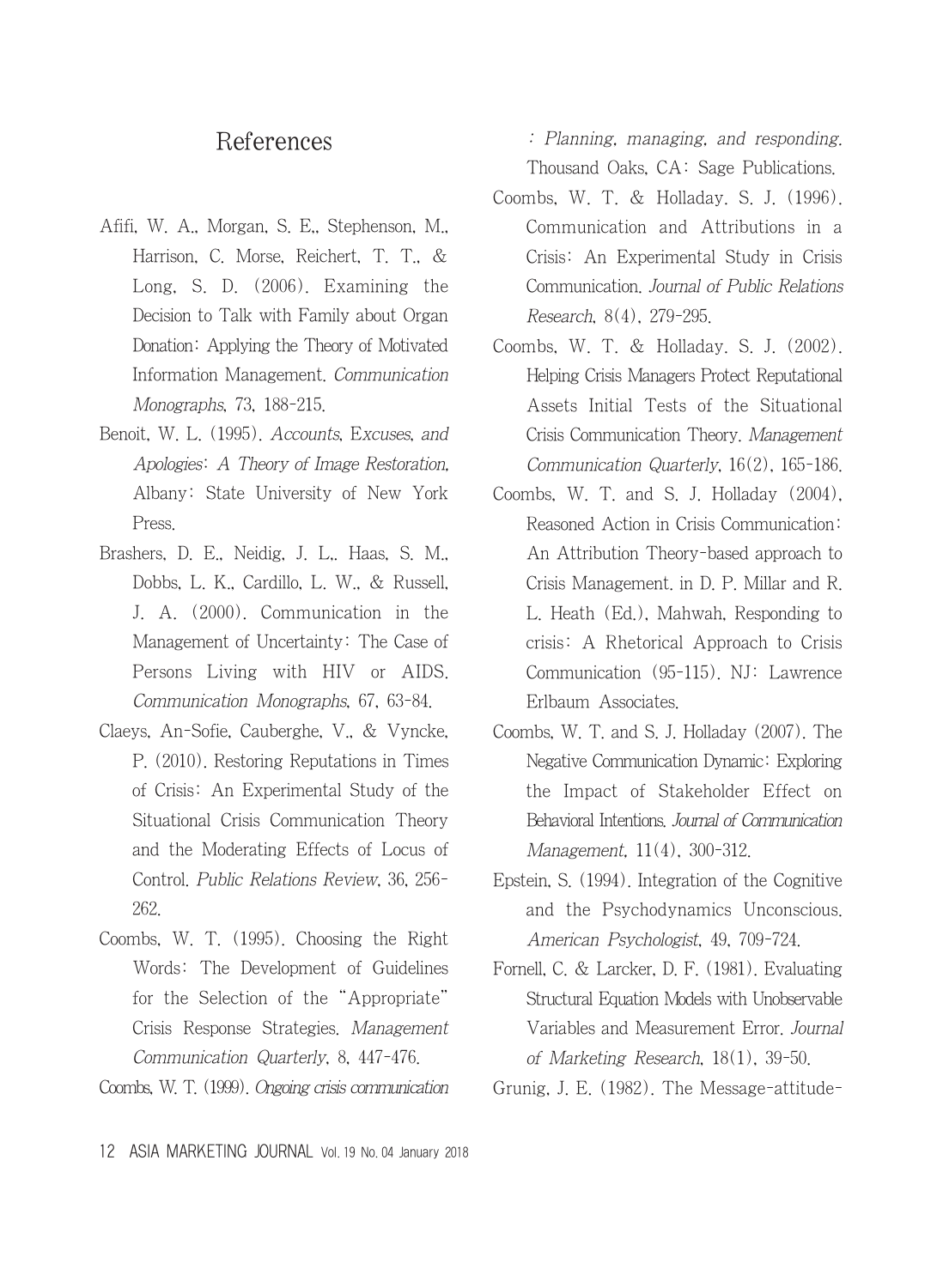# References

Afifi, W. A., Morgan, S. E., Stephenson, M., Harrison, C. Morse, Reichert, T. T., & Long, S. D. (2006). Examining the Decision to Talk with Family about Organ Donation: Applying the Theory of Motivated Information Management. *Communication Monographs*, 73, 188-215.

Benoit, W. L. (1995). *Accounts, Excuses, and Apologies: A Theory of Image Restoration*, Albany: State University of New York Press.

Brashers, D. E., Neidig, J. L., Haas, S. M., Dobbs, L. K., Cardillo, L. W., & Russell, J. A. (2000). Communication in the Management of Uncertainty: The Case of Persons Living with HIV or AIDS. *Communication Monographs*, 67, 63-84.

Claeys, An-Sofie, Cauberghe, V., & Vyncke, P. (2010). Restoring Reputations in Times of Crisis: An Experimental Study of the Situational Crisis Communication Theory and the Moderating Effects of Locus of Control. *Public Relations Review*, 36, 256-262.

Coombs, W. T. (1995). Choosing the Right Words: The Development of Guidelines for the Selection of the "Appropriate" Crisis Response Strategies. *Management Communication Quarterly*, 8, 447-476.

Coombs, W. T. (1999). *Ongoing crisis communication : Planning, managing, and responding*. Thousand Oaks, CA: Sage Publications.

Coombs, W. T. & Holladay. S. J. (1996). Communication and Attributions in a Crisis: An Experimental Study in Crisis Communication. *Journal of Public Relations Research*, 8(4), 279-295.

Coombs, W. T. & Holladay. S. J. (2002). Helping Crisis Managers Protect Reputational Assets Initial Tests of the Situational Crisis Communication Theory. *Management Communication Quarterly*, 16(2), 165-186.

Coombs, W. T. and S. J. Holladay (2004), Reasoned Action in Crisis Communication: An Attribution Theory-based approach to Crisis Management. in D. P. Millar and R. L. Heath (Ed.), Mahwah, Responding to crisis: A Rhetorical Approach to Crisis Communication (95-115). NJ: Lawrence Erlbaum Associates.

Coombs, W. T. and S. J. Holladay (2007). The Negative Communication Dynamic: Exploring the Impact of Stakeholder Effect on Behavioral Intentions. *Journal of Communication Management*, 11(4), 300-312.

Epstein, S. (1994). Integration of the Cognitive and the Psychodynamics Unconscious. *American Psychologist*, 49, 709-724.

Fornell, C. & Larcker, D. F. (1981). Evaluating Structural Equation Models with Unobservable Variables and Measurement Error. *Journal of Marketing Research*, 18(1), 39-50.

Grunig, J. E. (1982). The Message-attitude-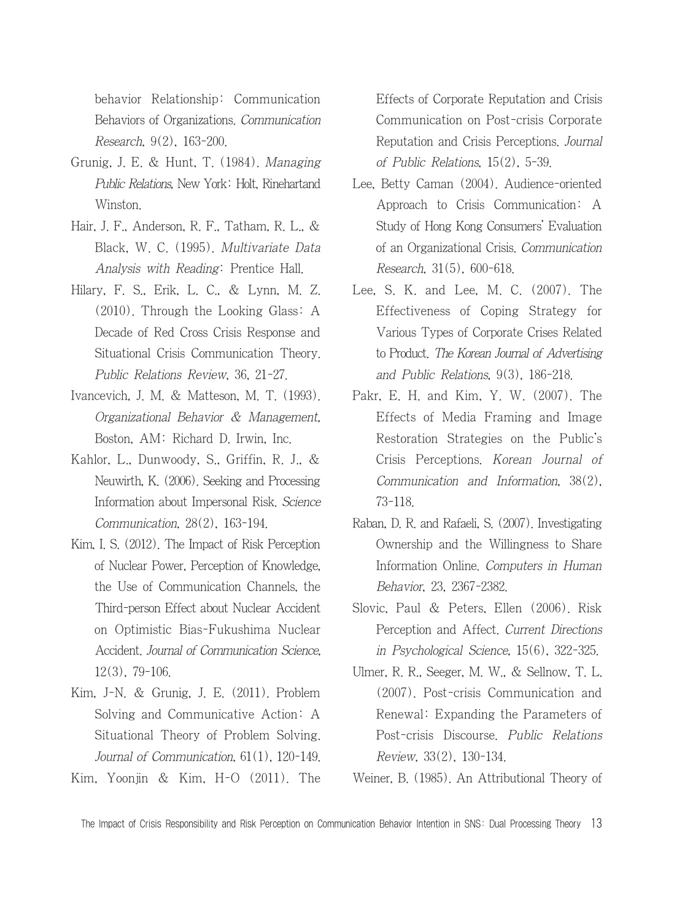behavior Relationship: Communication Behaviors of Organizations. *Communication Research*, 9(2), 163-200.

Grunig, J. E. & Hunt, T. (1984). *Managing Public Relations*, New York: Holt, Rinehartand Winston.

Hair, J. F., Anderson, R. F., Tatham, R. L., & Black, W. C. (1995). *Multivariate Data Analysis with Reading*: Prentice Hall.

Hilary, F. S., Erik, L. C., & Lynn, M. Z. (2010). Through the Looking Glass: A Decade of Red Cross Crisis Response and Situational Crisis Communication Theory. *Public Relations Review*, 36, 21-27.

Ivancevich, J. M. & Matteson, M. T. (1993). *Organizational Behavior & Management*, Boston, AM: Richard D. Irwin, Inc.

Kahlor, L., Dunwoody, S., Griffin, R. J., & Neuwirth, K. (2006). Seeking and Processing Information about Impersonal Risk. *Science Communication*, 28(2), 163-194.

Kim, I. S. (2012). The Impact of Risk Perception of Nuclear Power, Perception of Knowledge, the Use of Communication Channels, the Third-person Effect about Nuclear Accident on Optimistic Bias-Fukushima Nuclear Accident. *Journal of Communication Science*, 12(3), 79-106.

Kim, J-N. & Grunig, J. E. (2011). Problem Solving and Communicative Action: A Situational Theory of Problem Solving. *Journal of Communication*, 61(1), 120-149.

Kim, Yoonjin & Kim, H-O (2011). The Effects of Corporate Reputation and Crisis Communication on Post-crisis Corporate Reputation and Crisis Perceptions. *Journal of Public Relations*, 15(2), 5-39.

Lee, Betty Caman (2004). Audience-oriented Approach to Crisis Communication: A Study of Hong Kong Consumers' Evaluation of an Organizational Crisis. *Communication Research*, 31(5), 600-618.

Lee, S. K. and Lee, M. C. (2007). The Effectiveness of Coping Strategy for Various Types of Corporate Crises Related to Product. *The Korean Journal of Advertising and Public Relations*, 9(3), 186-218.

Pakr, E. H. and Kim, Y. W. (2007). The Effects of Media Framing and Image Restoration Strategies on the Public's Crisis Perceptions. *Korean Journal of Communication and Information*, 38(2), 73-118.

Raban, D. R. and Rafaeli, S. (2007). Investigating Ownership and the Willingness to Share Information Online. *Computers in Human Behavior*, 23, 2367-2382.

Slovic, Paul & Peters, Ellen (2006). Risk Perception and Affect. *Current Directions in Psychological Science*, 15(6), 322-325.

Ulmer, R. R., Seeger, M. W., & Sellnow, T. L. (2007). Post-crisis Communication and Renewal: Expanding the Parameters of Post-crisis Discourse. *Public Relations Review*, 33(2), 130-134.

Weiner, B. (1985). An Attributional Theory of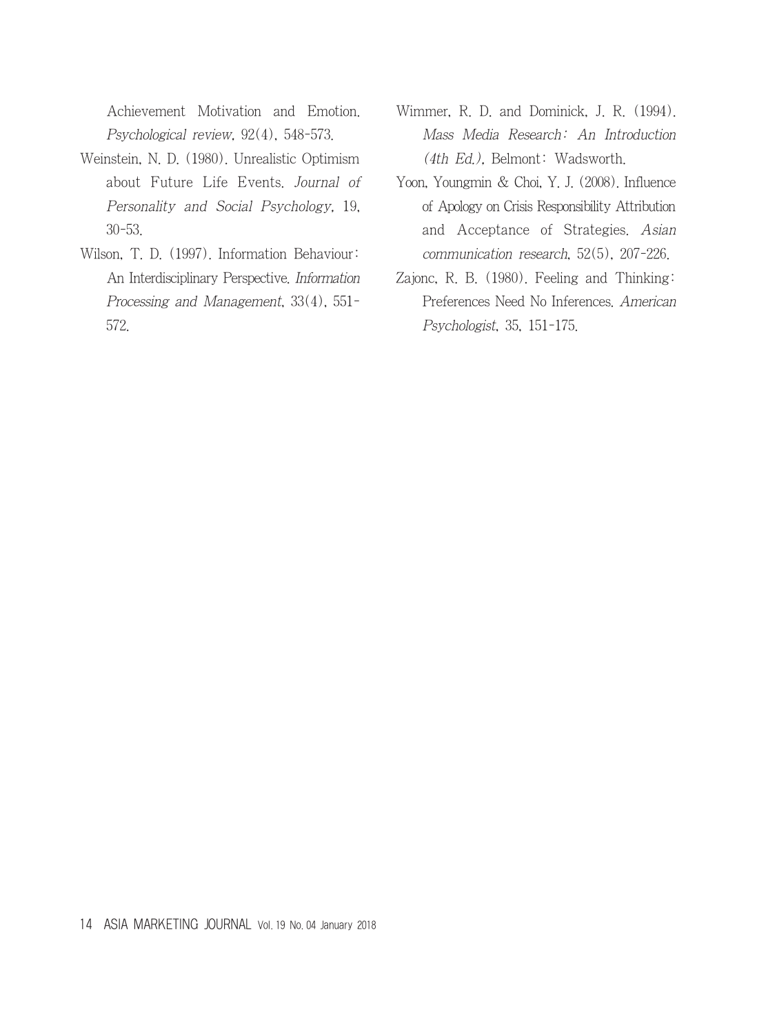Achievement Motivation and Emotion. *Psychological review*, 92(4), 548-573.

Weinstein, N. D. (1980). Unrealistic Optimism about Future Life Events. *Journal of Personality and Social Psychology*, 19, 30-53.

Wilson, T. D. (1997). Information Behaviour: An Interdisciplinary Perspective. *Information Processing and Management*, 33(4), 551-572.

Wimmer, R. D. and Dominick, J. R. (1994). *Mass Media Research: An Introduction (4th Ed.)*, Belmont: Wadsworth.

Yoon, Youngmin & Choi, Y. J. (2008). Influence of Apology on Crisis Responsibility Attribution and Acceptance of Strategies. *Asian communication research*, 52(5), 207-226.

Zajonc, R. B. (1980). Feeling and Thinking: Preferences Need No Inferences. *American Psychologist*, 35, 151-175.